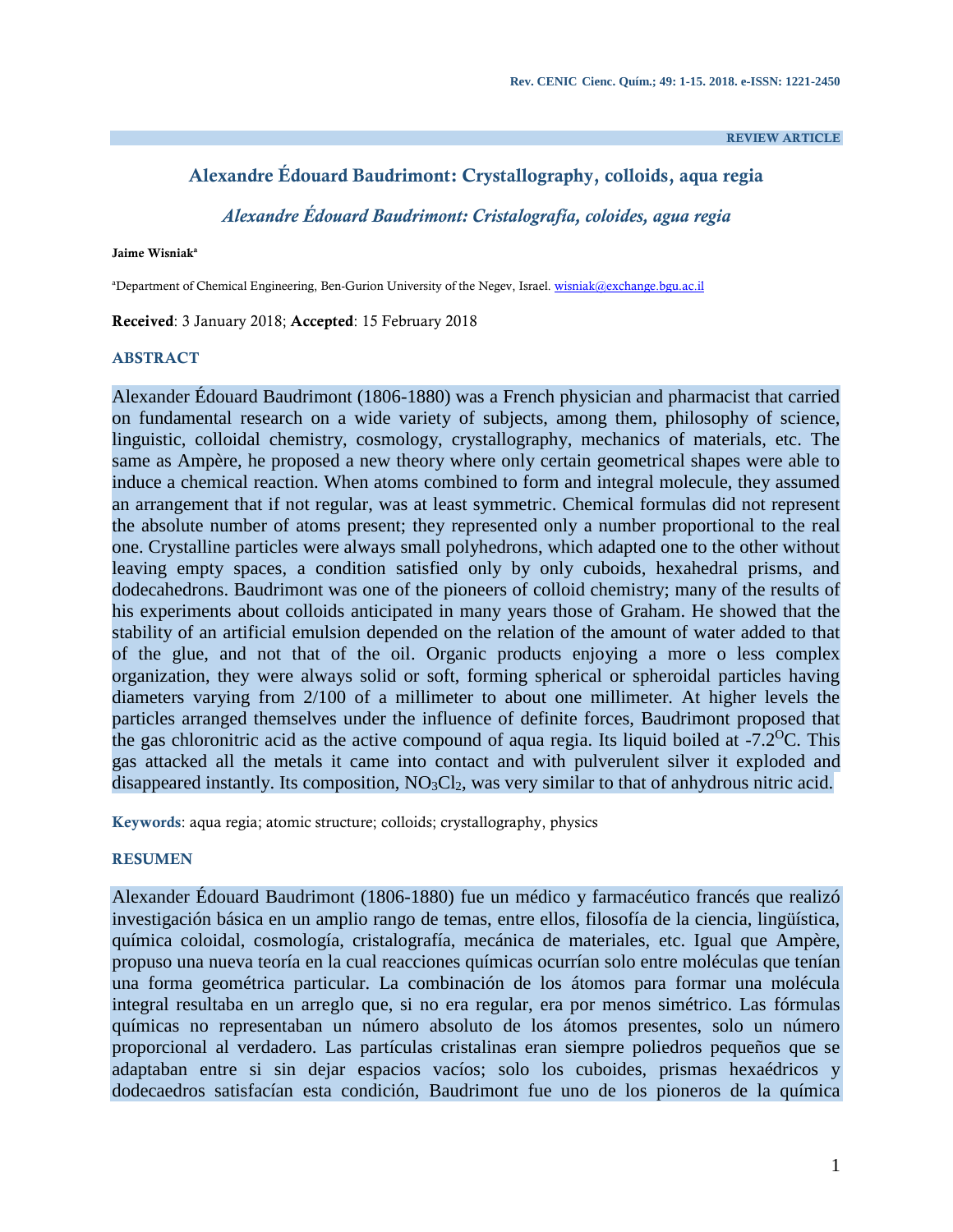REVIEW ARTICLE

# Alexandre Édouard Baudrimont: Crystallography, colloids, aqua regia

## *Alexandre Édouard Baudrimont: Cristalografía, coloides, agua regia*

**Jaime Wisniak**[a]

[a]Department of Chemical Engineering, Ben-Gurion University of the Negev, Israel. wisniak@exchange.bgu.ac.il

**Received**: 3 January 2018; **Accepted**: 15 February 2018

### ABSTRACT

Alexander Édouard Baudrimont (1806-1880) was a French physician and pharmacist that carried on fundamental research on a wide variety of subjects, among them, philosophy of science, linguistic, colloidal chemistry, cosmology, crystallography, mechanics of materials, etc. The same as Ampère, he proposed a new theory where only certain geometrical shapes were able to induce a chemical reaction. When atoms combined to form and integral molecule, they assumed an arrangement that if not regular, was at least symmetric. Chemical formulas did not represent the absolute number of atoms present; they represented only a number proportional to the real one. Crystalline particles were always small polyhedrons, which adapted one to the other without leaving empty spaces, a condition satisfied only by only cuboids, hexahedral prisms, and dodecahedrons. Baudrimont was one of the pioneers of colloid chemistry; many of the results of his experiments about colloids anticipated in many years those of Graham. He showed that the stability of an artificial emulsion depended on the relation of the amount of water added to that of the glue, and not that of the oil. Organic products enjoying a more o less complex organization, they were always solid or soft, forming spherical or spheroidal particles having diameters varying from 2/100 of a millimeter to about one millimeter. At higher levels the particles arranged themselves under the influence of definite forces, Baudrimont proposed that the gas chloronitric acid as the active compound of aqua regia. Its liquid boiled at -7.2$^{O}$C. This gas attacked all the metals it came into contact and with pulverulent silver it exploded and disappeared instantly. Its composition, $NO_3Cl_2$, was very similar to that of anhydrous nitric acid.

**Keywords**: aqua regia; atomic structure; colloids; crystallography, physics

### RESUMEN

Alexander Édouard Baudrimont (1806-1880) fue un médico y farmacéutico francés que realizó investigación básica en un amplio rango de temas, entre ellos, filosofía de la ciencia, lingüística, química coloidal, cosmología, cristalografía, mecánica de materiales, etc. Igual que Ampère, propuso una nueva teoría en la cual reacciones químicas ocurrían solo entre moléculas que tenían una forma geométrica particular. La combinación de los átomos para formar una molécula integral resultaba en un arreglo que, si no era regular, era por menos simétrico. Las fórmulas químicas no representaban un número absoluto de los átomos presentes, solo un número proporcional al verdadero. Las partículas cristalinas eran siempre poliedros pequeños que se adaptaban entre si sin dejar espacios vacíos; solo los cuboides, prismas hexaédricos y dodecaedros satisfacían esta condición, Baudrimont fue uno de los pioneros de la química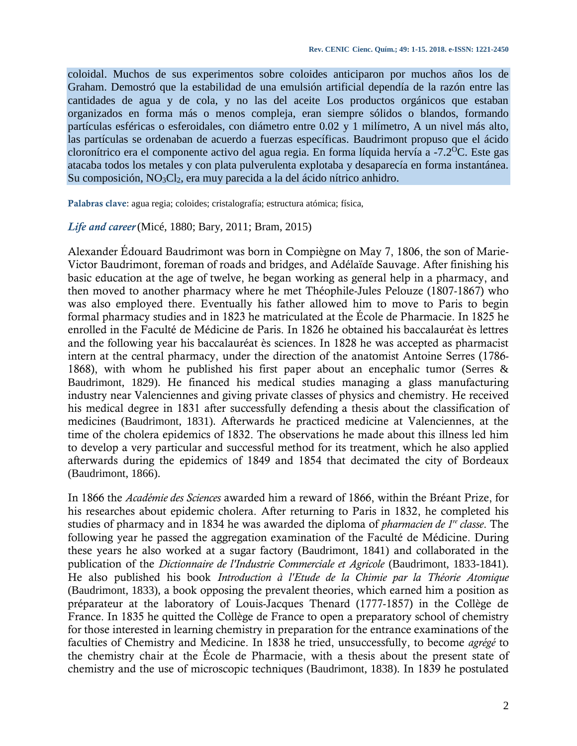coloidal. Muchos de sus experimentos sobre coloides anticiparon por muchos años los de Graham. Demostró que la estabilidad de una emulsión artificial dependía de la razón entre las cantidades de agua y de cola, y no las del aceite Los productos orgánicos que estaban organizados en forma más o menos compleja, eran siempre sólidos o blandos, formando partículas esféricas o esferoidales, con diámetro entre 0.02 y 1 milímetro, A un nivel más alto, las partículas se ordenaban de acuerdo a fuerzas específicas. Baudrimont propuso que el ácido cloronítrico era el componente activo del agua regia. En forma líquida hervía a -7.2$^{O}$C. Este gas atacaba todos los metales y con plata pulverulenta explotaba y desaparecía en forma instantánea. Su composición, $NO_3Cl_2$, era muy parecida a la del ácido nítrico anhidro.

**Palabras clave**: agua regia; coloides; cristalografía; estructura atómica; física,

***Life and career*** (Micé, 1880; Bary, 2011; Bram, 2015)

Alexander Édouard Baudrimont was born in Compiègne on May 7, 1806, the son of Marie-Victor Baudrimont, foreman of roads and bridges, and Adélaïde Sauvage. After finishing his basic education at the age of twelve, he began working as general help in a pharmacy, and then moved to another pharmacy where he met Théophile-Jules Pelouze (1807-1867) who was also employed there. Eventually his father allowed him to move to Paris to begin formal pharmacy studies and in 1823 he matriculated at the École de Pharmacie. In 1825 he enrolled in the Faculté de Médicine de Paris. In 1826 he obtained his baccalauréat ès lettres and the following year his baccalauréat ès sciences. In 1828 he was accepted as pharmacist intern at the central pharmacy, under the direction of the anatomist Antoine Serres (1786-1868), with whom he published his first paper about an encephalic tumor (Serres & Baudrimont, 1829). He financed his medical studies managing a glass manufacturing industry near Valenciennes and giving private classes of physics and chemistry. He received his medical degree in 1831 after successfully defending a thesis about the classification of medicines (Baudrimont, 1831). Afterwards he practiced medicine at Valenciennes, at the time of the cholera epidemics of 1832. The observations he made about this illness led him to develop a very particular and successful method for its treatment, which he also applied afterwards during the epidemics of 1849 and 1854 that decimated the city of Bordeaux (Baudrimont, 1866).

In 1866 the *Académie des Sciences* awarded him a reward of 1866, within the Bréant Prize, for his researches about epidemic cholera. After returning to Paris in 1832, he completed his studies of pharmacy and in 1834 he was awarded the diploma of *pharmacien de 1re classe*. The following year he passed the aggregation examination of the Faculté de Médicine. During these years he also worked at a sugar factory (Baudrimont, 1841) and collaborated in the publication of the *Dictionnaire de l'Industrie Commerciale et Agricole* (Baudrimont, 1833-1841). He also published his book *Introduction à l'Etude de la Chimie par la Théorie Atomique* (Baudrimont, 1833), a book opposing the prevalent theories, which earned him a position as préparateur at the laboratory of Louis-Jacques Thenard (1777-1857) in the Collège de France. In 1835 he quitted the Collège de France to open a preparatory school of chemistry for those interested in learning chemistry in preparation for the entrance examinations of the faculties of Chemistry and Medicine. In 1838 he tried, unsuccessfully, to become *agrégé* to the chemistry chair at the École de Pharmacie, with a thesis about the present state of chemistry and the use of microscopic techniques (Baudrimont, 1838). In 1839 he postulated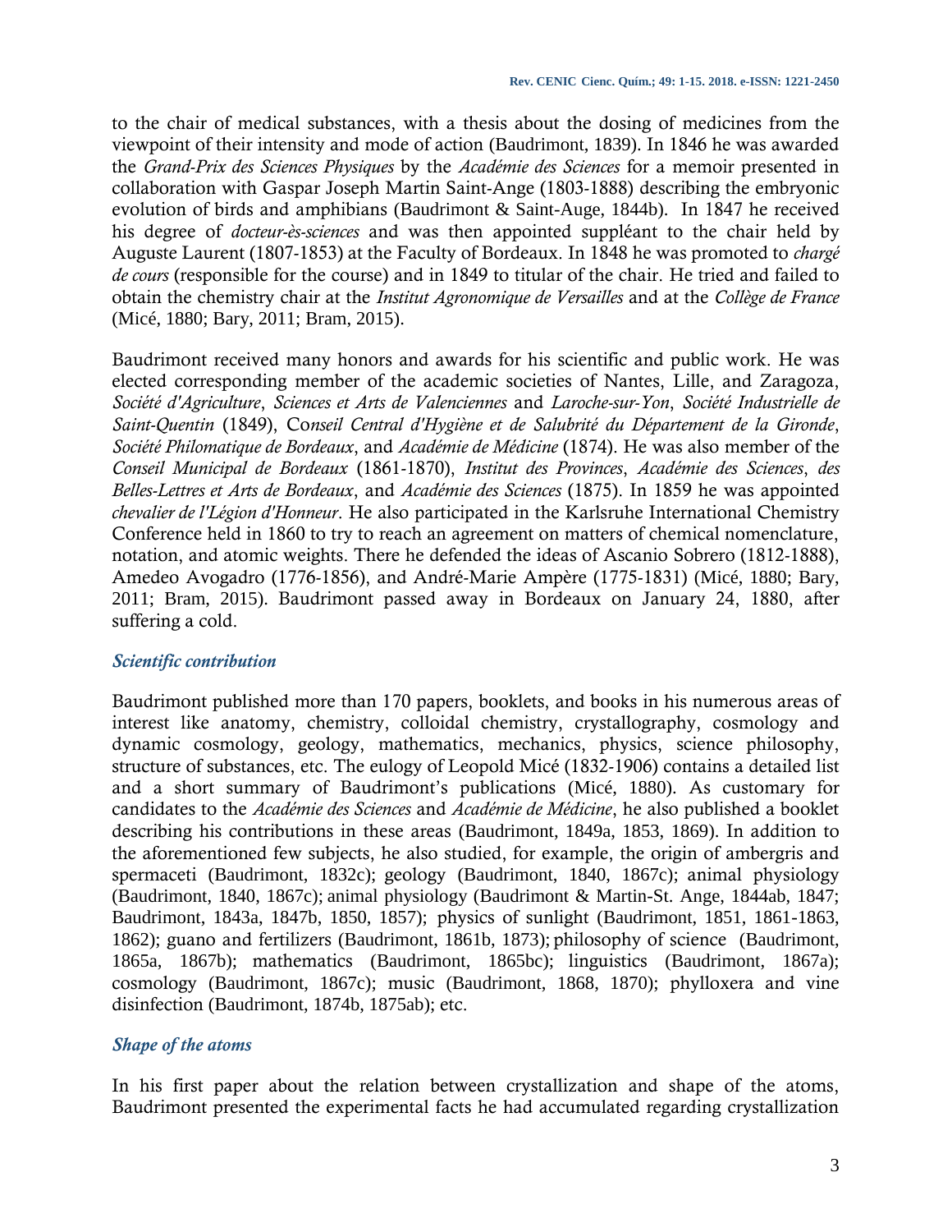to the chair of medical substances, with a thesis about the dosing of medicines from the viewpoint of their intensity and mode of action (Baudrimont, 1839). In 1846 he was awarded the *Grand-Prix des Sciences Physiques* by the *Académie des Sciences* for a memoir presented in collaboration with Gaspar Joseph Martin Saint-Ange (1803-1888) describing the embryonic evolution of birds and amphibians (Baudrimont & Saint-Auge, 1844b). In 1847 he received his degree of *docteur-ès-sciences* and was then appointed suppléant to the chair held by Auguste Laurent (1807-1853) at the Faculty of Bordeaux. In 1848 he was promoted to *chargé de cours* (responsible for the course) and in 1849 to titular of the chair. He tried and failed to obtain the chemistry chair at the *Institut Agronomique de Versailles* and at the *Collège de France* (Micé, 1880; Bary, 2011; Bram, 2015).

Baudrimont received many honors and awards for his scientific and public work. He was elected corresponding member of the academic societies of Nantes, Lille, and Zaragoza, *Société d'Agriculture*, *Sciences et Arts de Valenciennes* and *Laroche-sur-Yon*, *Société Industrielle de Saint-Quentin* (1849), Co*nseil Central d'Hygiène et de Salubrité du Département de la Gironde*, *Société Philomatique de Bordeaux*, and *Académie de Médicine* (1874). He was also member of the *Conseil Municipal de Bordeaux* (1861-1870), *Institut des Provinces*, *Académie des Sciences*, *des Belles-Lettres et Arts de Bordeaux*, and *Académie des Sciences* (1875). In 1859 he was appointed *chevalier de l'Légion d'Honneur*. He also participated in the Karlsruhe International Chemistry Conference held in 1860 to try to reach an agreement on matters of chemical nomenclature, notation, and atomic weights. There he defended the ideas of Ascanio Sobrero (1812-1888), Amedeo Avogadro (1776-1856), and André-Marie Ampère (1775-1831) (Micé, 1880; Bary, 2011; Bram, 2015). Baudrimont passed away in Bordeaux on January 24, 1880, after suffering a cold.

### *Scientific contribution*

Baudrimont published more than 170 papers, booklets, and books in his numerous areas of interest like anatomy, chemistry, colloidal chemistry, crystallography, cosmology and dynamic cosmology, geology, mathematics, mechanics, physics, science philosophy, structure of substances, etc. The eulogy of Leopold Micé (1832-1906) contains a detailed list and a short summary of Baudrimont's publications (Micé, 1880). As customary for candidates to the *Académie des Sciences* and *Académie de Médicine*, he also published a booklet describing his contributions in these areas (Baudrimont, 1849a, 1853, 1869). In addition to the aforementioned few subjects, he also studied, for example, the origin of ambergris and spermaceti (Baudrimont, 1832c); geology (Baudrimont, 1840, 1867c); animal physiology (Baudrimont, 1840, 1867c); animal physiology (Baudrimont & Martin-St. Ange, 1844ab, 1847; Baudrimont, 1843a, 1847b, 1850, 1857); physics of sunlight (Baudrimont, 1851, 1861-1863, 1862); guano and fertilizers (Baudrimont, 1861b, 1873); philosophy of science (Baudrimont, 1865a, 1867b); mathematics (Baudrimont, 1865bc); linguistics (Baudrimont, 1867a); cosmology (Baudrimont, 1867c); music (Baudrimont, 1868, 1870); phylloxera and vine disinfection (Baudrimont, 1874b, 1875ab); etc.

### *Shape of the atoms*

In his first paper about the relation between crystallization and shape of the atoms, Baudrimont presented the experimental facts he had accumulated regarding crystallization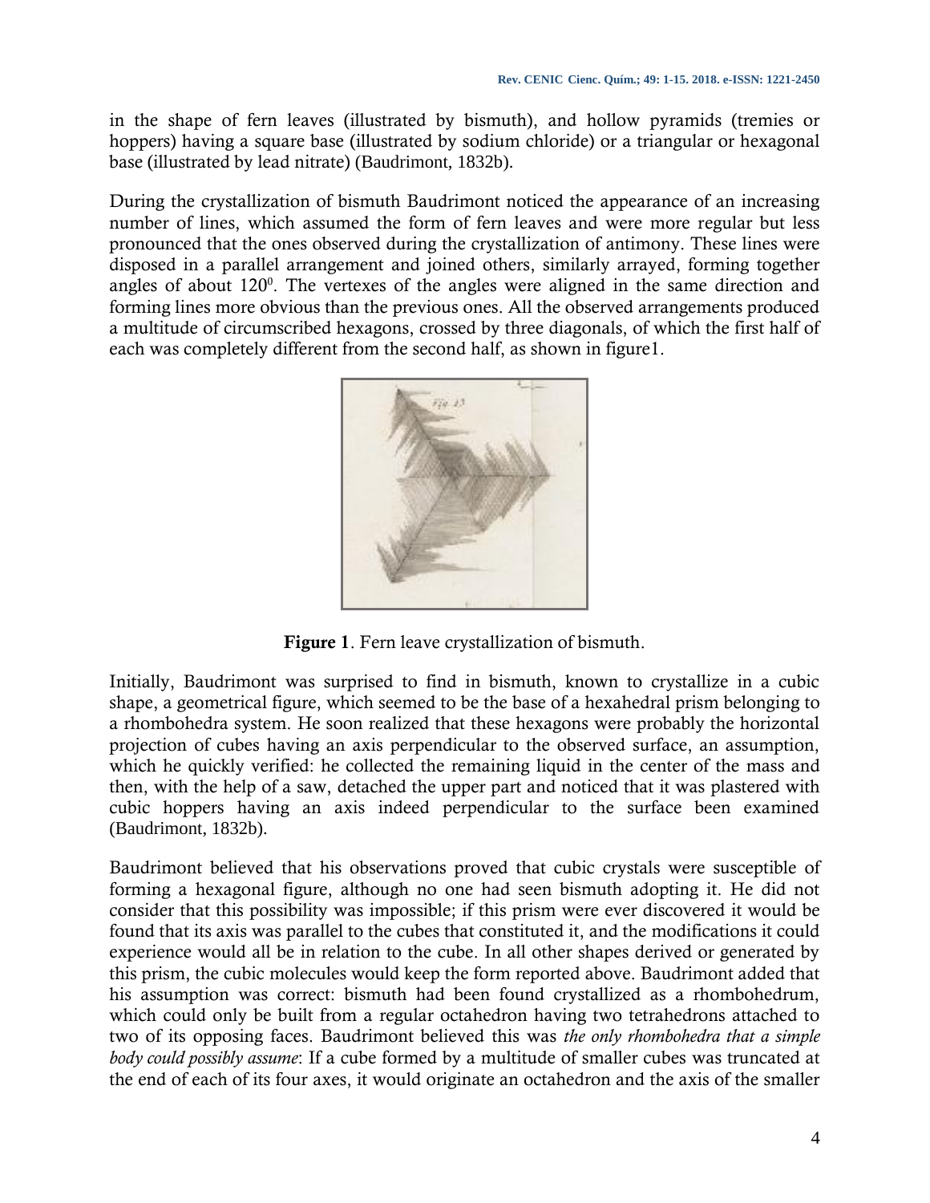in the shape of fern leaves (illustrated by bismuth), and hollow pyramids (tremies or hoppers) having a square base (illustrated by sodium chloride) or a triangular or hexagonal base (illustrated by lead nitrate) (Baudrimont, 1832b).

During the crystallization of bismuth Baudrimont noticed the appearance of an increasing number of lines, which assumed the form of fern leaves and were more regular but less pronounced that the ones observed during the crystallization of antimony. These lines were disposed in a parallel arrangement and joined others, similarly arrayed, forming together angles of about $120^0$. The vertexes of the angles were aligned in the same direction and forming lines more obvious than the previous ones. All the observed arrangements produced a multitude of circumscribed hexagons, crossed by three diagonals, of which the first half of each was completely different from the second half, as shown in figure1.

**Figure 1**. Fern leave crystallization of bismuth.

Initially, Baudrimont was surprised to find in bismuth, known to crystallize in a cubic shape, a geometrical figure, which seemed to be the base of a hexahedral prism belonging to a rhombohedra system. He soon realized that these hexagons were probably the horizontal projection of cubes having an axis perpendicular to the observed surface, an assumption, which he quickly verified: he collected the remaining liquid in the center of the mass and then, with the help of a saw, detached the upper part and noticed that it was plastered with cubic hoppers having an axis indeed perpendicular to the surface been examined (Baudrimont, 1832b).

Baudrimont believed that his observations proved that cubic crystals were susceptible of forming a hexagonal figure, although no one had seen bismuth adopting it. He did not consider that this possibility was impossible; if this prism were ever discovered it would be found that its axis was parallel to the cubes that constituted it, and the modifications it could experience would all be in relation to the cube. In all other shapes derived or generated by this prism, the cubic molecules would keep the form reported above. Baudrimont added that his assumption was correct: bismuth had been found crystallized as a rhombohedrum, which could only be built from a regular octahedron having two tetrahedrons attached to two of its opposing faces. Baudrimont believed this was *the only rhombohedra that a simple body could possibly assume*: If a cube formed by a multitude of smaller cubes was truncated at the end of each of its four axes, it would originate an octahedron and the axis of the smaller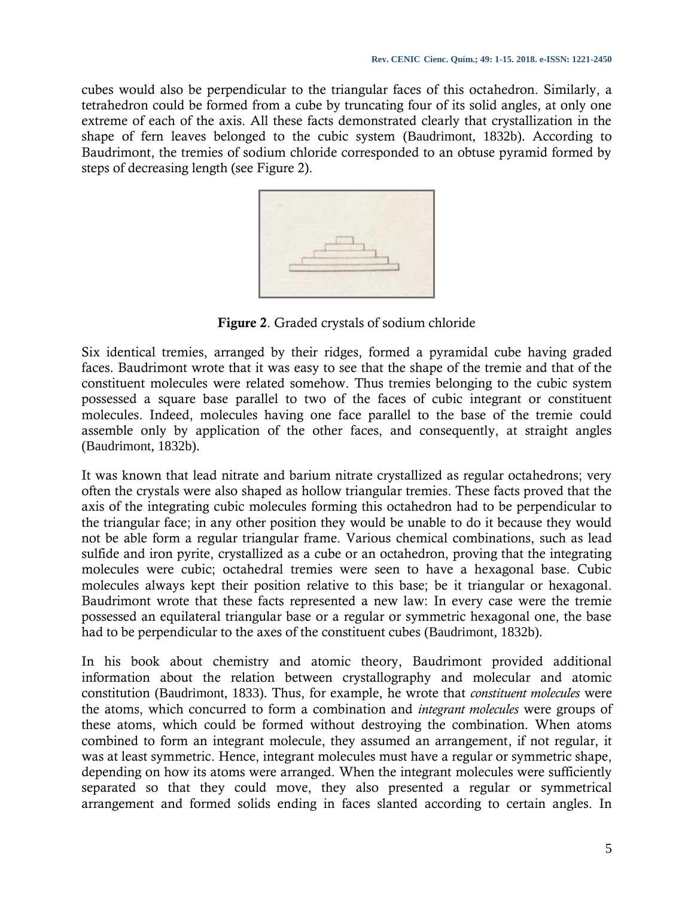cubes would also be perpendicular to the triangular faces of this octahedron. Similarly, a tetrahedron could be formed from a cube by truncating four of its solid angles, at only one extreme of each of the axis. All these facts demonstrated clearly that crystallization in the shape of fern leaves belonged to the cubic system (Baudrimont, 1832b). According to Baudrimont, the tremies of sodium chloride corresponded to an obtuse pyramid formed by steps of decreasing length (see Figure 2).

**Figure 2**. Graded crystals of sodium chloride

Six identical tremies, arranged by their ridges, formed a pyramidal cube having graded faces. Baudrimont wrote that it was easy to see that the shape of the tremie and that of the constituent molecules were related somehow. Thus tremies belonging to the cubic system possessed a square base parallel to two of the faces of cubic integrant or constituent molecules. Indeed, molecules having one face parallel to the base of the tremie could assemble only by application of the other faces, and consequently, at straight angles (Baudrimont, 1832b).

It was known that lead nitrate and barium nitrate crystallized as regular octahedrons; very often the crystals were also shaped as hollow triangular tremies. These facts proved that the axis of the integrating cubic molecules forming this octahedron had to be perpendicular to the triangular face; in any other position they would be unable to do it because they would not be able form a regular triangular frame. Various chemical combinations, such as lead sulfide and iron pyrite, crystallized as a cube or an octahedron, proving that the integrating molecules were cubic; octahedral tremies were seen to have a hexagonal base. Cubic molecules always kept their position relative to this base; be it triangular or hexagonal. Baudrimont wrote that these facts represented a new law: In every case were the tremie possessed an equilateral triangular base or a regular or symmetric hexagonal one, the base had to be perpendicular to the axes of the constituent cubes (Baudrimont, 1832b).

In his book about chemistry and atomic theory, Baudrimont provided additional information about the relation between crystallography and molecular and atomic constitution (Baudrimont, 1833). Thus, for example, he wrote that *constituent molecules* were the atoms, which concurred to form a combination and *integrant molecules* were groups of these atoms, which could be formed without destroying the combination. When atoms combined to form an integrant molecule, they assumed an arrangement, if not regular, it was at least symmetric. Hence, integrant molecules must have a regular or symmetric shape, depending on how its atoms were arranged. When the integrant molecules were sufficiently separated so that they could move, they also presented a regular or symmetrical arrangement and formed solids ending in faces slanted according to certain angles. In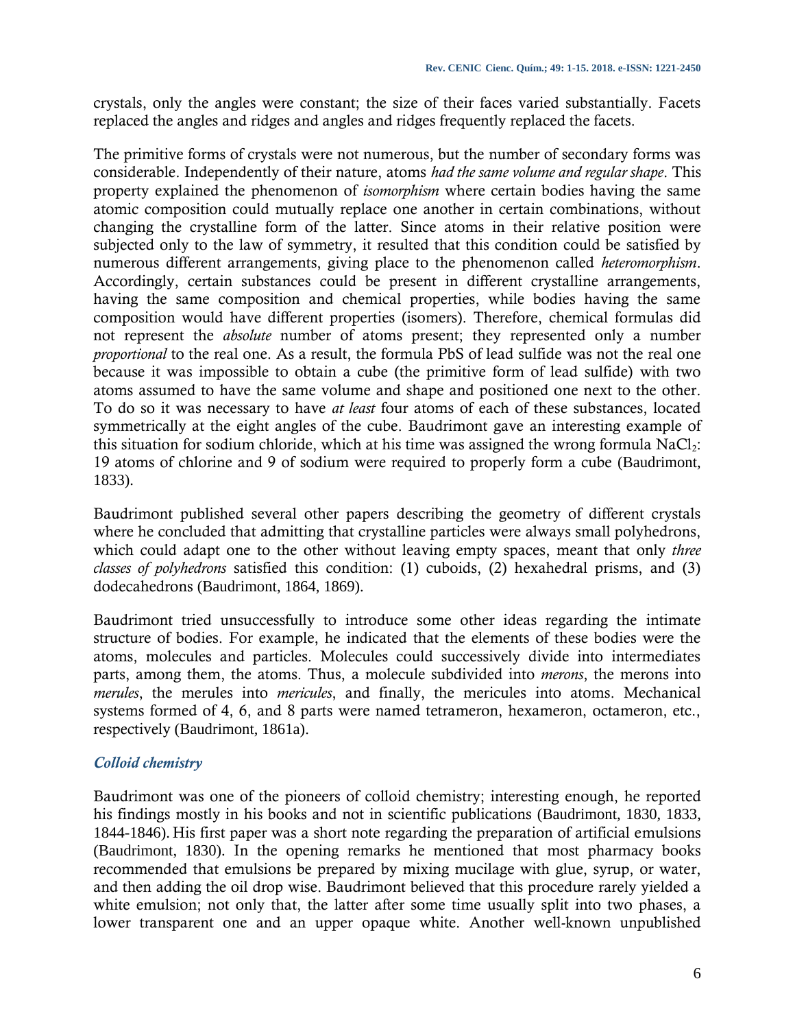crystals, only the angles were constant; the size of their faces varied substantially. Facets replaced the angles and ridges and angles and ridges frequently replaced the facets.

The primitive forms of crystals were not numerous, but the number of secondary forms was considerable. Independently of their nature, atoms *had the same volume and regular shape*. This property explained the phenomenon of *isomorphism* where certain bodies having the same atomic composition could mutually replace one another in certain combinations, without changing the crystalline form of the latter. Since atoms in their relative position were subjected only to the law of symmetry, it resulted that this condition could be satisfied by numerous different arrangements, giving place to the phenomenon called *heteromorphism*. Accordingly, certain substances could be present in different crystalline arrangements, having the same composition and chemical properties, while bodies having the same composition would have different properties (isomers). Therefore, chemical formulas did not represent the *absolute* number of atoms present; they represented only a number *proportional* to the real one. As a result, the formula PbS of lead sulfide was not the real one because it was impossible to obtain a cube (the primitive form of lead sulfide) with two atoms assumed to have the same volume and shape and positioned one next to the other. To do so it was necessary to have *at least* four atoms of each of these substances, located symmetrically at the eight angles of the cube. Baudrimont gave an interesting example of this situation for sodium chloride, which at his time was assigned the wrong formula $NaCl_2$: 19 atoms of chlorine and 9 of sodium were required to properly form a cube (Baudrimont, 1833).

Baudrimont published several other papers describing the geometry of different crystals where he concluded that admitting that crystalline particles were always small polyhedrons, which could adapt one to the other without leaving empty spaces, meant that only *three classes of polyhedrons* satisfied this condition: (1) cuboids, (2) hexahedral prisms, and (3) dodecahedrons (Baudrimont, 1864, 1869).

Baudrimont tried unsuccessfully to introduce some other ideas regarding the intimate structure of bodies. For example, he indicated that the elements of these bodies were the atoms, molecules and particles. Molecules could successively divide into intermediates parts, among them, the atoms. Thus, a molecule subdivided into *merons*, the merons into *merules*, the merules into *mericules*, and finally, the mericules into atoms. Mechanical systems formed of 4, 6, and 8 parts were named tetrameron, hexameron, octameron, etc., respectively (Baudrimont, 1861a).

### *Colloid chemistry*

Baudrimont was one of the pioneers of colloid chemistry; interesting enough, he reported his findings mostly in his books and not in scientific publications (Baudrimont, 1830, 1833, 1844-1846). His first paper was a short note regarding the preparation of artificial emulsions (Baudrimont, 1830). In the opening remarks he mentioned that most pharmacy books recommended that emulsions be prepared by mixing mucilage with glue, syrup, or water, and then adding the oil drop wise. Baudrimont believed that this procedure rarely yielded a white emulsion; not only that, the latter after some time usually split into two phases, a lower transparent one and an upper opaque white. Another well-known unpublished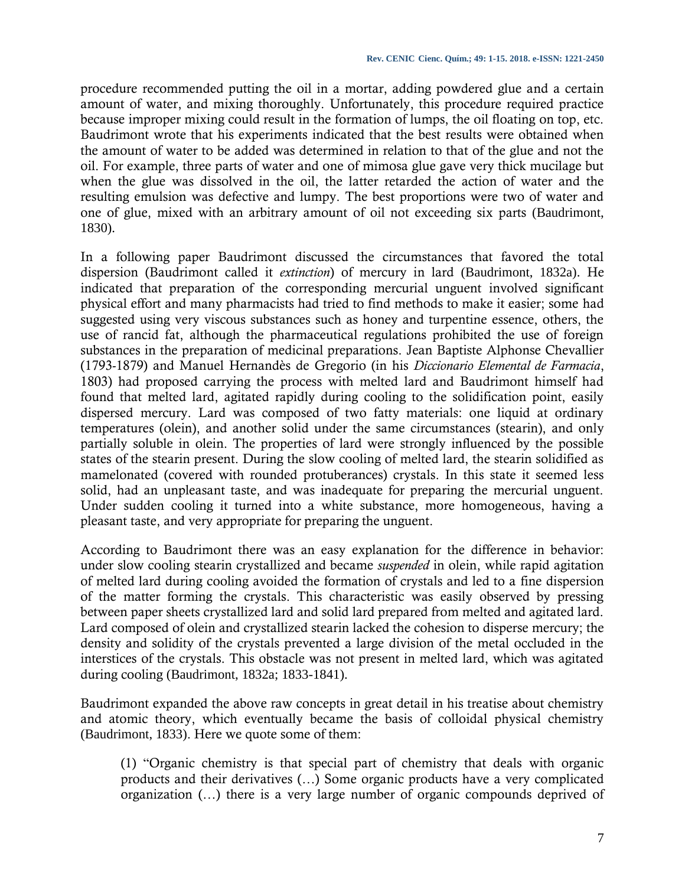procedure recommended putting the oil in a mortar, adding powdered glue and a certain amount of water, and mixing thoroughly. Unfortunately, this procedure required practice because improper mixing could result in the formation of lumps, the oil floating on top, etc. Baudrimont wrote that his experiments indicated that the best results were obtained when the amount of water to be added was determined in relation to that of the glue and not the oil. For example, three parts of water and one of mimosa glue gave very thick mucilage but when the glue was dissolved in the oil, the latter retarded the action of water and the resulting emulsion was defective and lumpy. The best proportions were two of water and one of glue, mixed with an arbitrary amount of oil not exceeding six parts (Baudrimont, 1830).

In a following paper Baudrimont discussed the circumstances that favored the total dispersion (Baudrimont called it *extinction*) of mercury in lard (Baudrimont, 1832a). He indicated that preparation of the corresponding mercurial unguent involved significant physical effort and many pharmacists had tried to find methods to make it easier; some had suggested using very viscous substances such as honey and turpentine essence, others, the use of rancid fat, although the pharmaceutical regulations prohibited the use of foreign substances in the preparation of medicinal preparations. Jean Baptiste Alphonse Chevallier (1793-1879) and Manuel Hernandès de Gregorio (in his *Diccionario Elemental de Farmacia*, 1803) had proposed carrying the process with melted lard and Baudrimont himself had found that melted lard, agitated rapidly during cooling to the solidification point, easily dispersed mercury. Lard was composed of two fatty materials: one liquid at ordinary temperatures (olein), and another solid under the same circumstances (stearin), and only partially soluble in olein. The properties of lard were strongly influenced by the possible states of the stearin present. During the slow cooling of melted lard, the stearin solidified as mamelonated (covered with rounded protuberances) crystals. In this state it seemed less solid, had an unpleasant taste, and was inadequate for preparing the mercurial unguent. Under sudden cooling it turned into a white substance, more homogeneous, having a pleasant taste, and very appropriate for preparing the unguent.

According to Baudrimont there was an easy explanation for the difference in behavior: under slow cooling stearin crystallized and became *suspended* in olein, while rapid agitation of melted lard during cooling avoided the formation of crystals and led to a fine dispersion of the matter forming the crystals. This characteristic was easily observed by pressing between paper sheets crystallized lard and solid lard prepared from melted and agitated lard. Lard composed of olein and crystallized stearin lacked the cohesion to disperse mercury; the density and solidity of the crystals prevented a large division of the metal occluded in the interstices of the crystals. This obstacle was not present in melted lard, which was agitated during cooling (Baudrimont, 1832a; 1833-1841).

Baudrimont expanded the above raw concepts in great detail in his treatise about chemistry and atomic theory, which eventually became the basis of colloidal physical chemistry (Baudrimont, 1833). Here we quote some of them:

> (1) "Organic chemistry is that special part of chemistry that deals with organic products and their derivatives (…) Some organic products have a very complicated organization (…) there is a very large number of organic compounds deprived of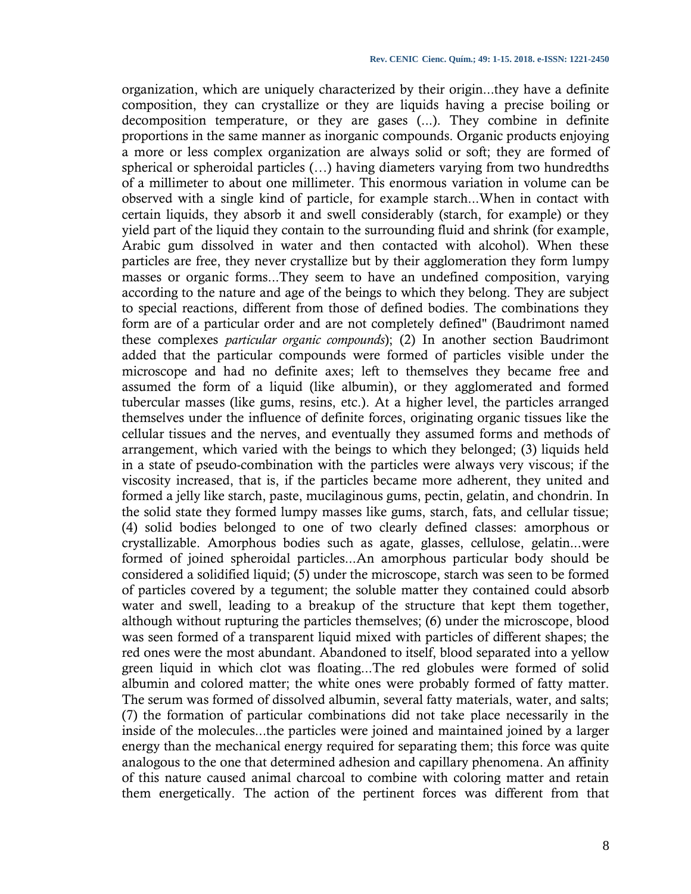organization, which are uniquely characterized by their origin...they have a definite composition, they can crystallize or they are liquids having a precise boiling or decomposition temperature, or they are gases (...). They combine in definite proportions in the same manner as inorganic compounds. Organic products enjoying a more or less complex organization are always solid or soft; they are formed of spherical or spheroidal particles (…) having diameters varying from two hundredths of a millimeter to about one millimeter. This enormous variation in volume can be observed with a single kind of particle, for example starch...When in contact with certain liquids, they absorb it and swell considerably (starch, for example) or they yield part of the liquid they contain to the surrounding fluid and shrink (for example, Arabic gum dissolved in water and then contacted with alcohol). When these particles are free, they never crystallize but by their agglomeration they form lumpy masses or organic forms...They seem to have an undefined composition, varying according to the nature and age of the beings to which they belong. They are subject to special reactions, different from those of defined bodies. The combinations they form are of a particular order and are not completely defined" (Baudrimont named these complexes *particular organic compounds*); (2) In another section Baudrimont added that the particular compounds were formed of particles visible under the microscope and had no definite axes; left to themselves they became free and assumed the form of a liquid (like albumin), or they agglomerated and formed tubercular masses (like gums, resins, etc.). At a higher level, the particles arranged themselves under the influence of definite forces, originating organic tissues like the cellular tissues and the nerves, and eventually they assumed forms and methods of arrangement, which varied with the beings to which they belonged; (3) liquids held in a state of pseudo-combination with the particles were always very viscous; if the viscosity increased, that is, if the particles became more adherent, they united and formed a jelly like starch, paste, mucilaginous gums, pectin, gelatin, and chondrin. In the solid state they formed lumpy masses like gums, starch, fats, and cellular tissue; (4) solid bodies belonged to one of two clearly defined classes: amorphous or crystallizable. Amorphous bodies such as agate, glasses, cellulose, gelatin...were formed of joined spheroidal particles...An amorphous particular body should be considered a solidified liquid; (5) under the microscope, starch was seen to be formed of particles covered by a tegument; the soluble matter they contained could absorb water and swell, leading to a breakup of the structure that kept them together, although without rupturing the particles themselves; (6) under the microscope, blood was seen formed of a transparent liquid mixed with particles of different shapes; the red ones were the most abundant. Abandoned to itself, blood separated into a yellow green liquid in which clot was floating...The red globules were formed of solid albumin and colored matter; the white ones were probably formed of fatty matter. The serum was formed of dissolved albumin, several fatty materials, water, and salts; (7) the formation of particular combinations did not take place necessarily in the inside of the molecules...the particles were joined and maintained joined by a larger energy than the mechanical energy required for separating them; this force was quite analogous to the one that determined adhesion and capillary phenomena. An affinity of this nature caused animal charcoal to combine with coloring matter and retain them energetically. The action of the pertinent forces was different from that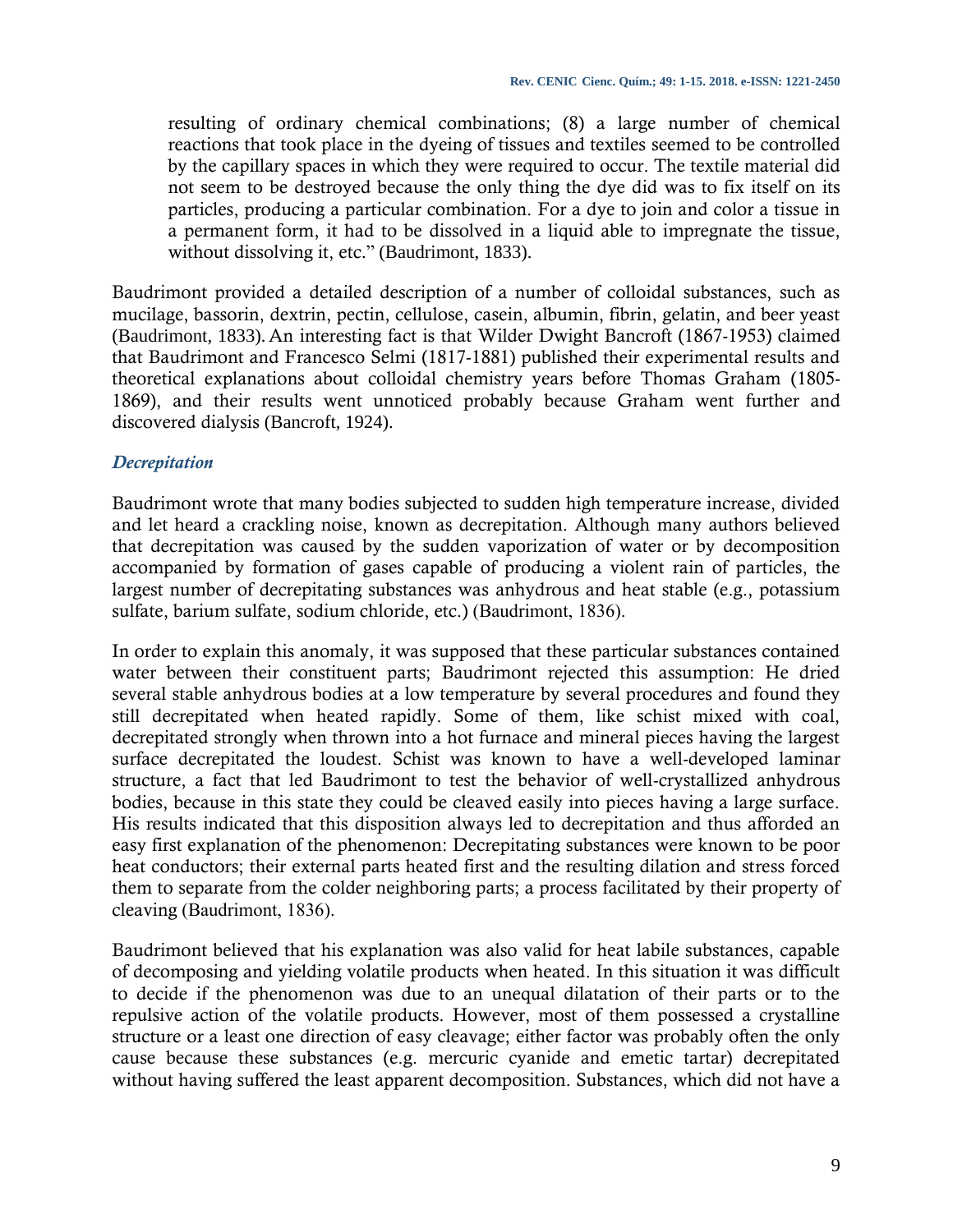resulting of ordinary chemical combinations; (8) a large number of chemical reactions that took place in the dyeing of tissues and textiles seemed to be controlled by the capillary spaces in which they were required to occur. The textile material did not seem to be destroyed because the only thing the dye did was to fix itself on its particles, producing a particular combination. For a dye to join and color a tissue in a permanent form, it had to be dissolved in a liquid able to impregnate the tissue, without dissolving it, etc." (Baudrimont, 1833).

Baudrimont provided a detailed description of a number of colloidal substances, such as mucilage, bassorin, dextrin, pectin, cellulose, casein, albumin, fibrin, gelatin, and beer yeast (Baudrimont, 1833). An interesting fact is that Wilder Dwight Bancroft (1867-1953) claimed that Baudrimont and Francesco Selmi (1817-1881) published their experimental results and theoretical explanations about colloidal chemistry years before Thomas Graham (1805-1869), and their results went unnoticed probably because Graham went further and discovered dialysis (Bancroft, 1924).

### *Decrepitation*

Baudrimont wrote that many bodies subjected to sudden high temperature increase, divided and let heard a crackling noise, known as decrepitation. Although many authors believed that decrepitation was caused by the sudden vaporization of water or by decomposition accompanied by formation of gases capable of producing a violent rain of particles, the largest number of decrepitating substances was anhydrous and heat stable (e.g., potassium sulfate, barium sulfate, sodium chloride, etc.) (Baudrimont, 1836).

In order to explain this anomaly, it was supposed that these particular substances contained water between their constituent parts; Baudrimont rejected this assumption: He dried several stable anhydrous bodies at a low temperature by several procedures and found they still decrepitated when heated rapidly. Some of them, like schist mixed with coal, decrepitated strongly when thrown into a hot furnace and mineral pieces having the largest surface decrepitated the loudest. Schist was known to have a well-developed laminar structure, a fact that led Baudrimont to test the behavior of well-crystallized anhydrous bodies, because in this state they could be cleaved easily into pieces having a large surface. His results indicated that this disposition always led to decrepitation and thus afforded an easy first explanation of the phenomenon: Decrepitating substances were known to be poor heat conductors; their external parts heated first and the resulting dilation and stress forced them to separate from the colder neighboring parts; a process facilitated by their property of cleaving (Baudrimont, 1836).

Baudrimont believed that his explanation was also valid for heat labile substances, capable of decomposing and yielding volatile products when heated. In this situation it was difficult to decide if the phenomenon was due to an unequal dilatation of their parts or to the repulsive action of the volatile products. However, most of them possessed a crystalline structure or a least one direction of easy cleavage; either factor was probably often the only cause because these substances (e.g. mercuric cyanide and emetic tartar) decrepitated without having suffered the least apparent decomposition. Substances, which did not have a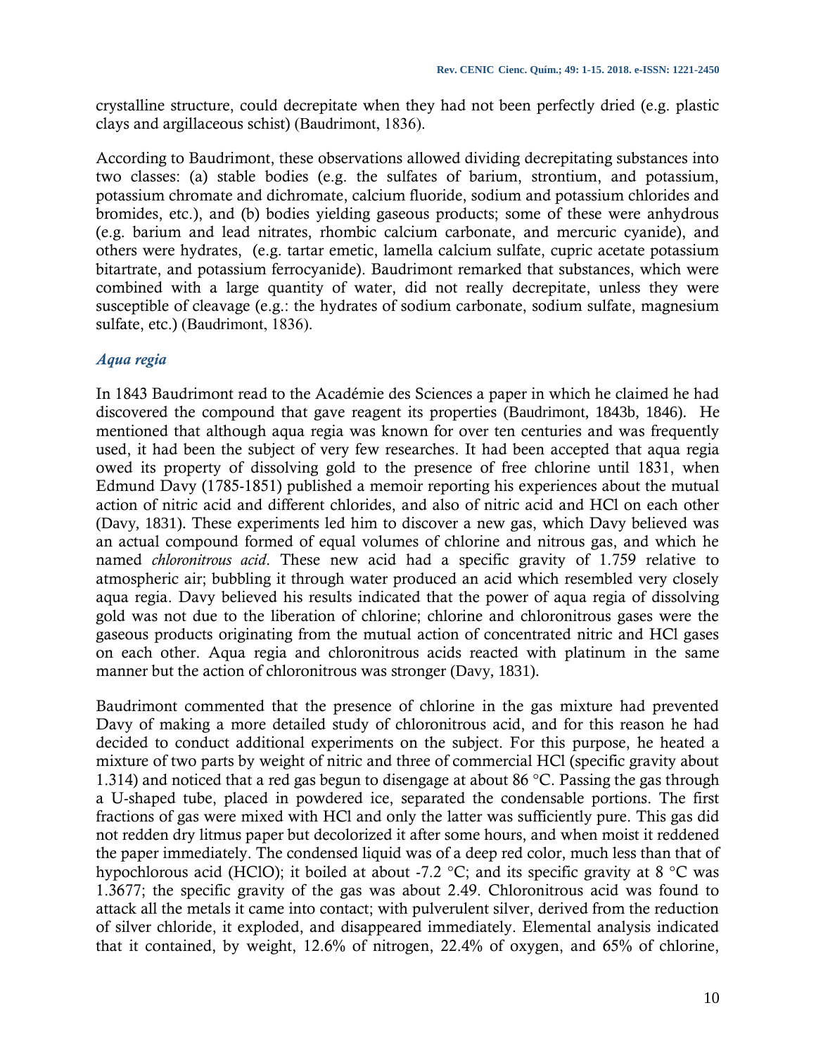crystalline structure, could decrepitate when they had not been perfectly dried (e.g. plastic clays and argillaceous schist) (Baudrimont, 1836).

According to Baudrimont, these observations allowed dividing decrepitating substances into two classes: (a) stable bodies (e.g. the sulfates of barium, strontium, and potassium, potassium chromate and dichromate, calcium fluoride, sodium and potassium chlorides and bromides, etc.), and (b) bodies yielding gaseous products; some of these were anhydrous (e.g. barium and lead nitrates, rhombic calcium carbonate, and mercuric cyanide), and others were hydrates, (e.g. tartar emetic, lamella calcium sulfate, cupric acetate potassium bitartrate, and potassium ferrocyanide). Baudrimont remarked that substances, which were combined with a large quantity of water, did not really decrepitate, unless they were susceptible of cleavage (e.g.: the hydrates of sodium carbonate, sodium sulfate, magnesium sulfate, etc.) (Baudrimont, 1836).

### *Aqua regia*

In 1843 Baudrimont read to the Académie des Sciences a paper in which he claimed he had discovered the compound that gave reagent its properties (Baudrimont, 1843b, 1846). He mentioned that although aqua regia was known for over ten centuries and was frequently used, it had been the subject of very few researches. It had been accepted that aqua regia owed its property of dissolving gold to the presence of free chlorine until 1831, when Edmund Davy (1785-1851) published a memoir reporting his experiences about the mutual action of nitric acid and different chlorides, and also of nitric acid and HCl on each other (Davy, 1831). These experiments led him to discover a new gas, which Davy believed was an actual compound formed of equal volumes of chlorine and nitrous gas, and which he named *chloronitrous acid*. These new acid had a specific gravity of 1.759 relative to atmospheric air; bubbling it through water produced an acid which resembled very closely aqua regia. Davy believed his results indicated that the power of aqua regia of dissolving gold was not due to the liberation of chlorine; chlorine and chloronitrous gases were the gaseous products originating from the mutual action of concentrated nitric and HCl gases on each other. Aqua regia and chloronitrous acids reacted with platinum in the same manner but the action of chloronitrous was stronger (Davy, 1831).

Baudrimont commented that the presence of chlorine in the gas mixture had prevented Davy of making a more detailed study of chloronitrous acid, and for this reason he had decided to conduct additional experiments on the subject. For this purpose, he heated a mixture of two parts by weight of nitric and three of commercial HCl (specific gravity about 1.314) and noticed that a red gas begun to disengage at about 86 °C. Passing the gas through a U-shaped tube, placed in powdered ice, separated the condensable portions. The first fractions of gas were mixed with HCl and only the latter was sufficiently pure. This gas did not redden dry litmus paper but decolorized it after some hours, and when moist it reddened the paper immediately. The condensed liquid was of a deep red color, much less than that of hypochlorous acid (HClO); it boiled at about -7.2 °C; and its specific gravity at 8 °C was 1.3677; the specific gravity of the gas was about 2.49. Chloronitrous acid was found to attack all the metals it came into contact; with pulverulent silver, derived from the reduction of silver chloride, it exploded, and disappeared immediately. Elemental analysis indicated that it contained, by weight, 12.6% of nitrogen, 22.4% of oxygen, and 65% of chlorine,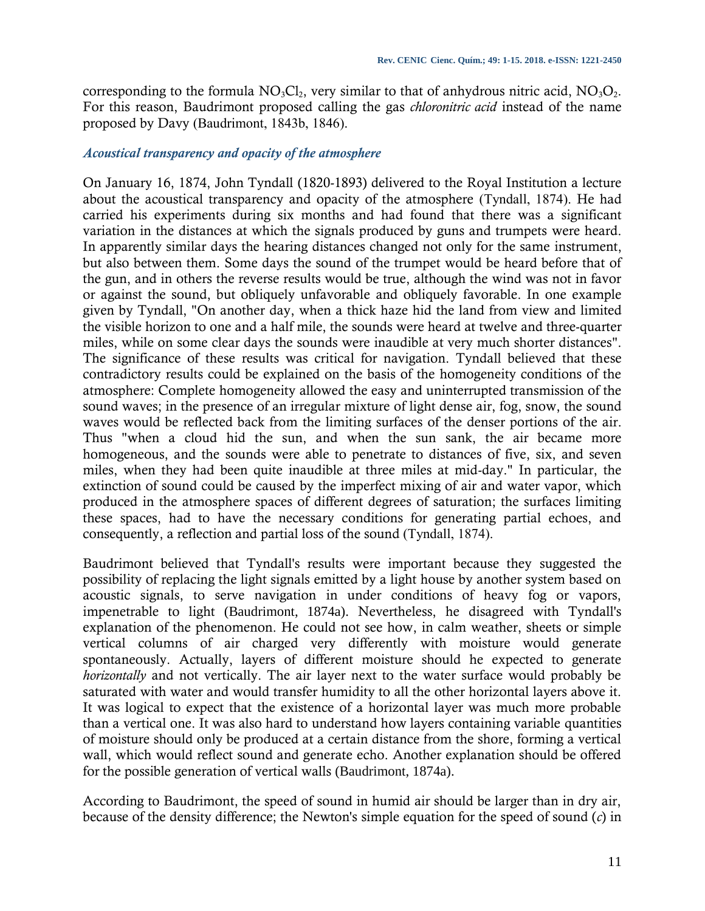corresponding to the formula $NO_3Cl_2$, very similar to that of anhydrous nitric acid, $NO_3O_2$. For this reason, Baudrimont proposed calling the gas *chloronitric acid* instead of the name proposed by Davy (Baudrimont, 1843b, 1846).

### *Acoustical transparency and opacity of the atmosphere*

On January 16, 1874, John Tyndall (1820-1893) delivered to the Royal Institution a lecture about the acoustical transparency and opacity of the atmosphere (Tyndall, 1874). He had carried his experiments during six months and had found that there was a significant variation in the distances at which the signals produced by guns and trumpets were heard. In apparently similar days the hearing distances changed not only for the same instrument, but also between them. Some days the sound of the trumpet would be heard before that of the gun, and in others the reverse results would be true, although the wind was not in favor or against the sound, but obliquely unfavorable and obliquely favorable. In one example given by Tyndall, "On another day, when a thick haze hid the land from view and limited the visible horizon to one and a half mile, the sounds were heard at twelve and three-quarter miles, while on some clear days the sounds were inaudible at very much shorter distances". The significance of these results was critical for navigation. Tyndall believed that these contradictory results could be explained on the basis of the homogeneity conditions of the atmosphere: Complete homogeneity allowed the easy and uninterrupted transmission of the sound waves; in the presence of an irregular mixture of light dense air, fog, snow, the sound waves would be reflected back from the limiting surfaces of the denser portions of the air. Thus "when a cloud hid the sun, and when the sun sank, the air became more homogeneous, and the sounds were able to penetrate to distances of five, six, and seven miles, when they had been quite inaudible at three miles at mid-day." In particular, the extinction of sound could be caused by the imperfect mixing of air and water vapor, which produced in the atmosphere spaces of different degrees of saturation; the surfaces limiting these spaces, had to have the necessary conditions for generating partial echoes, and consequently, a reflection and partial loss of the sound (Tyndall, 1874).

Baudrimont believed that Tyndall's results were important because they suggested the possibility of replacing the light signals emitted by a light house by another system based on acoustic signals, to serve navigation in under conditions of heavy fog or vapors, impenetrable to light (Baudrimont, 1874a). Nevertheless, he disagreed with Tyndall's explanation of the phenomenon. He could not see how, in calm weather, sheets or simple vertical columns of air charged very differently with moisture would generate spontaneously. Actually, layers of different moisture should he expected to generate *horizontally* and not vertically. The air layer next to the water surface would probably be saturated with water and would transfer humidity to all the other horizontal layers above it. It was logical to expect that the existence of a horizontal layer was much more probable than a vertical one. It was also hard to understand how layers containing variable quantities of moisture should only be produced at a certain distance from the shore, forming a vertical wall, which would reflect sound and generate echo. Another explanation should be offered for the possible generation of vertical walls (Baudrimont, 1874a).

According to Baudrimont, the speed of sound in humid air should be larger than in dry air, because of the density difference; the Newton's simple equation for the speed of sound ($c$) in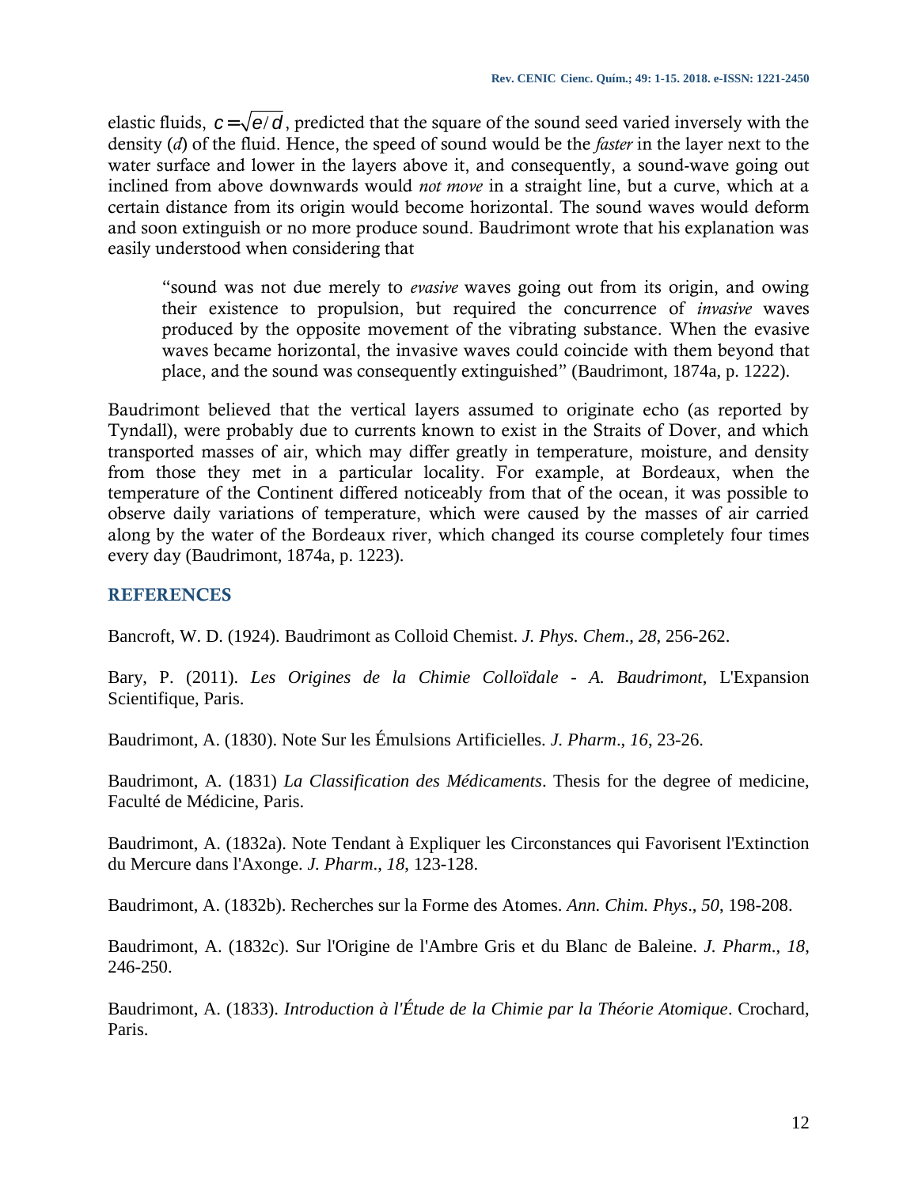elastic fluids, $c=\sqrt{e/d}$, predicted that the square of the sound seed varied inversely with the density ($d$) of the fluid. Hence, the speed of sound would be the *faster* in the layer next to the water surface and lower in the layers above it, and consequently, a sound-wave going out inclined from above downwards would *not move* in a straight line, but a curve, which at a certain distance from its origin would become horizontal. The sound waves would deform and soon extinguish or no more produce sound. Baudrimont wrote that his explanation was easily understood when considering that

> "sound was not due merely to *evasive* waves going out from its origin, and owing their existence to propulsion, but required the concurrence of *invasive* waves produced by the opposite movement of the vibrating substance. When the evasive waves became horizontal, the invasive waves could coincide with them beyond that place, and the sound was consequently extinguished" (Baudrimont, 1874a, p. 1222).

Baudrimont believed that the vertical layers assumed to originate echo (as reported by Tyndall), were probably due to currents known to exist in the Straits of Dover, and which transported masses of air, which may differ greatly in temperature, moisture, and density from those they met in a particular locality. For example, at Bordeaux, when the temperature of the Continent differed noticeably from that of the ocean, it was possible to observe daily variations of temperature, which were caused by the masses of air carried along by the water of the Bordeaux river, which changed its course completely four times every day (Baudrimont, 1874a, p. 1223).

## REFERENCES

Bancroft, W. D. (1924). Baudrimont as Colloid Chemist. *J. Phys. Chem*., *28*, 256-262.

Bary, P. (2011). *Les Origines de la Chimie Colloïdale - A. Baudrimont*, L'Expansion Scientifique, Paris.

Baudrimont, A. (1830). Note Sur les Émulsions Artificielles. *J. Pharm*., *16*, 23-26.

Baudrimont, A. (1831) *La Classification des Médicaments*. Thesis for the degree of medicine, Faculté de Médicine, Paris.

Baudrimont, A. (1832a). Note Tendant à Expliquer les Circonstances qui Favorisent l'Extinction du Mercure dans l'Axonge. *J. Pharm*., *18*, 123-128.

Baudrimont, A. (1832b). Recherches sur la Forme des Atomes. *Ann. Chim. Phys*., *50*, 198-208.

Baudrimont, A. (1832c). Sur l'Origine de l'Ambre Gris et du Blanc de Baleine. *J. Pharm*., *18*, 246-250.

Baudrimont, A. (1833). *Introduction à l'Étude de la Chimie par la Théorie Atomique*. Crochard, Paris.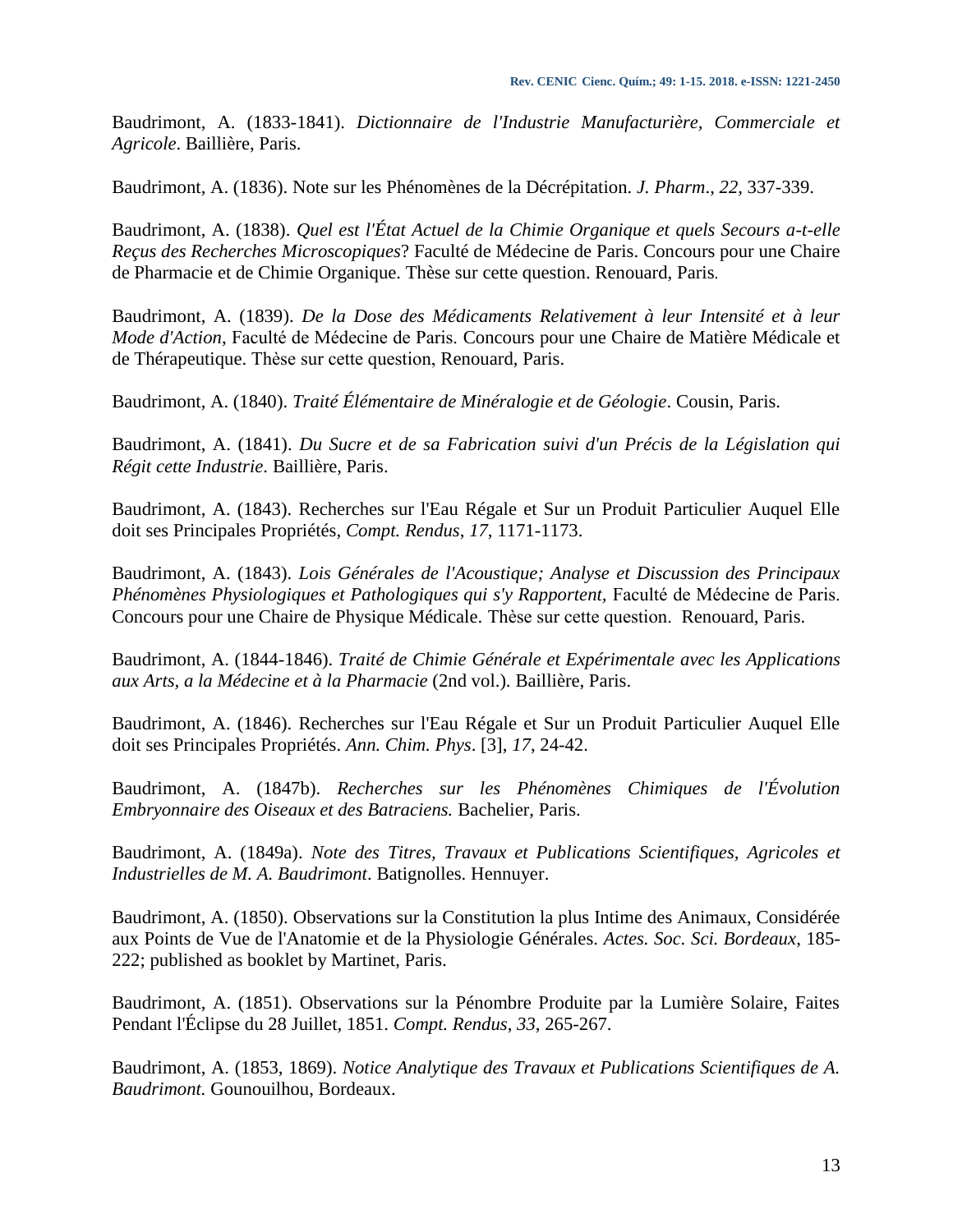Baudrimont, A. (1833-1841). *Dictionnaire de l'Industrie Manufacturière, Commerciale et Agricole*. Baillière, Paris.

Baudrimont, A. (1836). Note sur les Phénomènes de la Décrépitation. *J. Pharm*., *22*, 337-339.

Baudrimont, A. (1838). *Quel est l'État Actuel de la Chimie Organique et quels Secours a-t-elle Reçus des Recherches Microscopiques*? Faculté de Médecine de Paris. Concours pour une Chaire de Pharmacie et de Chimie Organique. Thèse sur cette question. Renouard, Paris.

Baudrimont, A. (1839). *De la Dose des Médicaments Relativement à leur Intensité et à leur Mode d'Action*, Faculté de Médecine de Paris. Concours pour une Chaire de Matière Médicale et de Thérapeutique. Thèse sur cette question, Renouard, Paris.

Baudrimont, A. (1840). *Traité Élémentaire de Minéralogie et de Géologie*. Cousin, Paris.

Baudrimont, A. (1841). *Du Sucre et de sa Fabrication suivi d'un Précis de la Législation qui Régit cette Industrie*. Baillière, Paris.

Baudrimont, A. (1843). Recherches sur l'Eau Régale et Sur un Produit Particulier Auquel Elle doit ses Principales Propriétés, *Compt. Rendus*, *17*, 1171-1173.

Baudrimont, A. (1843). *Lois Générales de l'Acoustique; Analyse et Discussion des Principaux Phénomènes Physiologiques et Pathologiques qui s'y Rapportent,* Faculté de Médecine de Paris. Concours pour une Chaire de Physique Médicale. Thèse sur cette question. Renouard, Paris.

Baudrimont, A. (1844-1846). *Traité de Chimie Générale et Expérimentale avec les Applications aux Arts, a la Médecine et à la Pharmacie* (2nd vol.). Baillière, Paris.

Baudrimont, A. (1846). Recherches sur l'Eau Régale et Sur un Produit Particulier Auquel Elle doit ses Principales Propriétés. *Ann. Chim. Phys*. [3], *17*, 24-42.

Baudrimont, A. (1847b). *Recherches sur les Phénomènes Chimiques de l'Évolution Embryonnaire des Oiseaux et des Batraciens.* Bachelier, Paris.

Baudrimont, A. (1849a). *Note des Titres, Travaux et Publications Scientifiques, Agricoles et Industrielles de M. A. Baudrimont*. Batignolles. Hennuyer.

Baudrimont, A. (1850). Observations sur la Constitution la plus Intime des Animaux, Considérée aux Points de Vue de l'Anatomie et de la Physiologie Générales. *Actes. Soc. Sci. Bordeaux*, 185-222; published as booklet by Martinet, Paris.

Baudrimont, A. (1851). Observations sur la Pénombre Produite par la Lumière Solaire, Faites Pendant l'Éclipse du 28 Juillet, 1851. *Compt. Rendus*, *33*, 265-267.

Baudrimont, A. (1853, 1869). *Notice Analytique des Travaux et Publications Scientifiques de A. Baudrimont.* Gounouilhou, Bordeaux.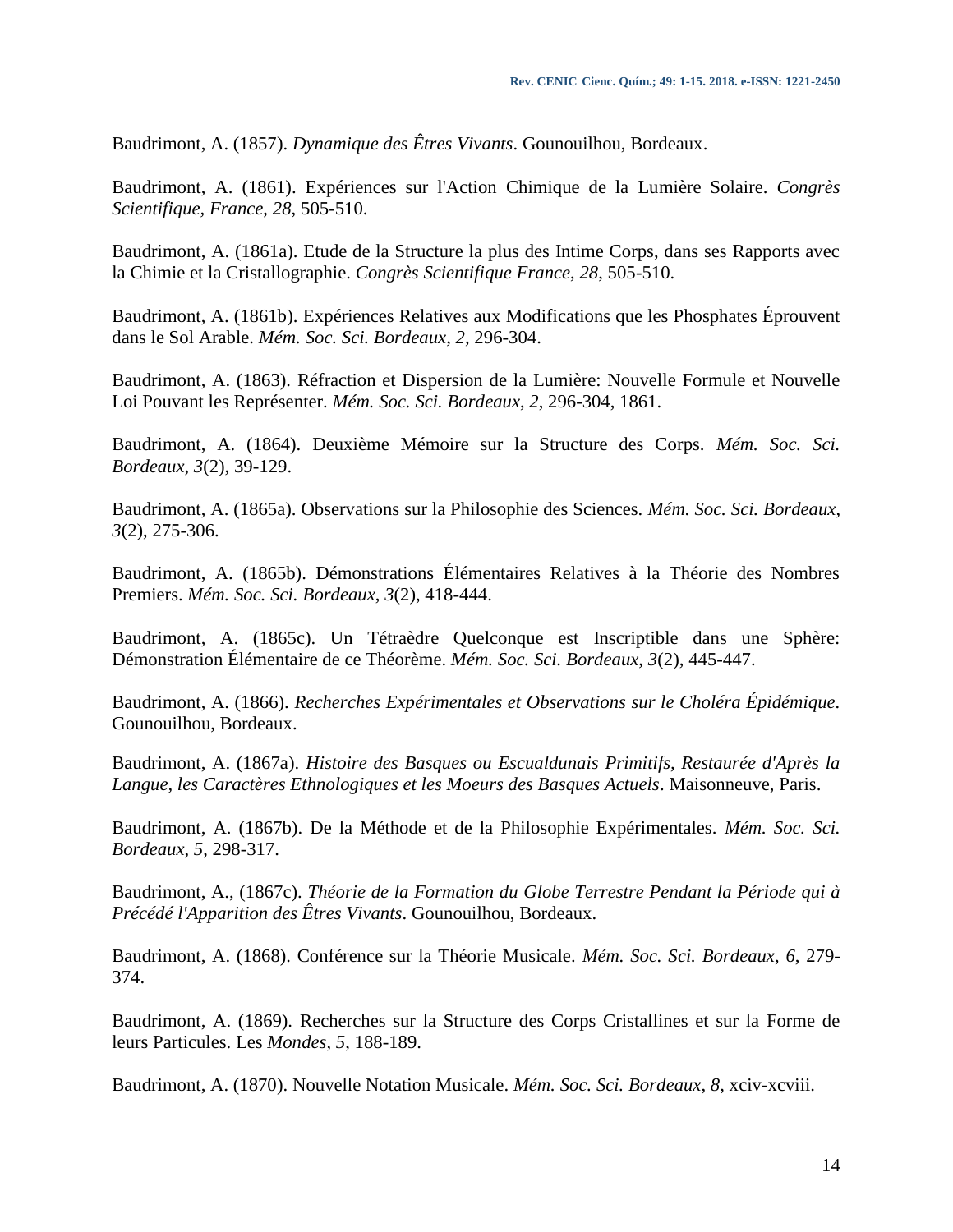Baudrimont, A. (1857). *Dynamique des Êtres Vivants*. Gounouilhou, Bordeaux.

Baudrimont, A. (1861). Expériences sur l'Action Chimique de la Lumière Solaire. *Congrès Scientifique, France*, *28*, 505-510.

Baudrimont, A. (1861a). Etude de la Structure la plus des Intime Corps, dans ses Rapports avec la Chimie et la Cristallographie. *Congrès Scientifique France*, *28*, 505-510.

Baudrimont, A. (1861b). Expériences Relatives aux Modifications que les Phosphates Éprouvent dans le Sol Arable. *Mém. Soc. Sci. Bordeaux*, *2*, 296-304.

Baudrimont, A. (1863). Réfraction et Dispersion de la Lumière: Nouvelle Formule et Nouvelle Loi Pouvant les Représenter. *Mém. Soc. Sci. Bordeaux*, *2*, 296-304, 1861.

Baudrimont, A. (1864). Deuxième Mémoire sur la Structure des Corps. *Mém. Soc. Sci. Bordeaux*, *3*(2), 39-129.

Baudrimont, A. (1865a). Observations sur la Philosophie des Sciences. *Mém. Soc. Sci. Bordeaux*, *3*(2), 275-306.

Baudrimont, A. (1865b). Démonstrations Élémentaires Relatives à la Théorie des Nombres Premiers. *Mém. Soc. Sci. Bordeaux*, *3*(2), 418-444.

Baudrimont, A. (1865c). Un Tétraèdre Quelconque est Inscriptible dans une Sphère: Démonstration Élémentaire de ce Théorème. *Mém. Soc. Sci. Bordeaux*, *3*(2), 445-447.

Baudrimont, A. (1866). *Recherches Expérimentales et Observations sur le Choléra Épidémique*. Gounouilhou, Bordeaux.

Baudrimont, A. (1867a). *Histoire des Basques ou Escualdunais Primitifs, Restaurée d'Après la Langue, les Caractères Ethnologiques et les Moeurs des Basques Actuels*. Maisonneuve, Paris.

Baudrimont, A. (1867b). De la Méthode et de la Philosophie Expérimentales. *Mém. Soc. Sci. Bordeaux*, *5*, 298-317.

Baudrimont, A., (1867c). *Théorie de la Formation du Globe Terrestre Pendant la Période qui à Précédé l'Apparition des Êtres Vivants*. Gounouilhou, Bordeaux.

Baudrimont, A. (1868). Conférence sur la Théorie Musicale. *Mém. Soc. Sci. Bordeaux*, *6*, 279-374.

Baudrimont, A. (1869). Recherches sur la Structure des Corps Cristallines et sur la Forme de leurs Particules. Les *Mondes*, *5*, 188-189.

Baudrimont, A. (1870). Nouvelle Notation Musicale. *Mém. Soc. Sci. Bordeaux*, *8*, xciv-xcviii.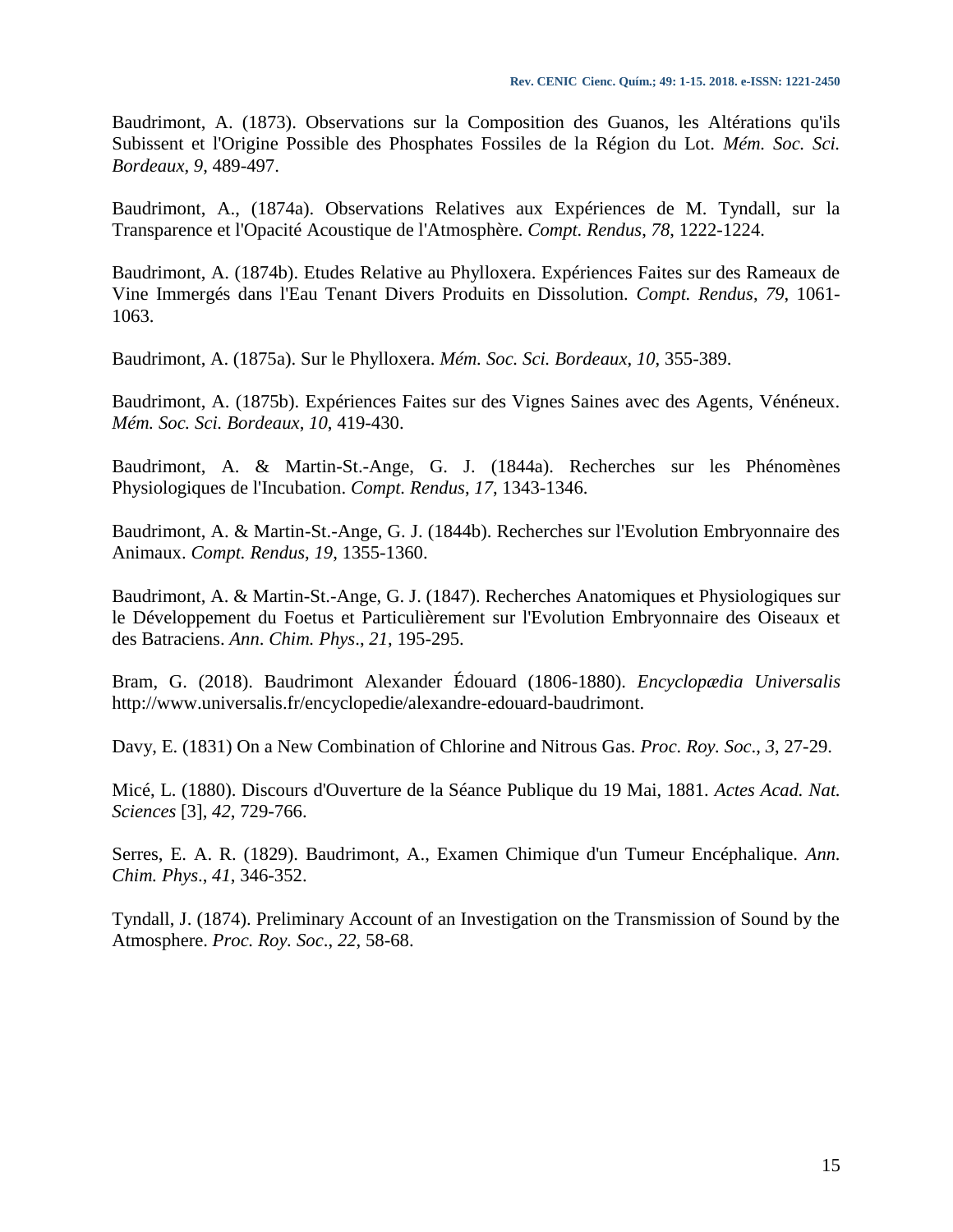Baudrimont, A. (1873). Observations sur la Composition des Guanos, les Altérations qu'ils Subissent et l'Origine Possible des Phosphates Fossiles de la Région du Lot. *Mém. Soc. Sci. Bordeaux*, *9*, 489-497.

Baudrimont, A., (1874a). Observations Relatives aux Expériences de M. Tyndall, sur la Transparence et l'Opacité Acoustique de l'Atmosphère. *Compt. Rendus*, *78*, 1222-1224.

Baudrimont, A. (1874b). Etudes Relative au Phylloxera. Expériences Faites sur des Rameaux de Vine Immergés dans l'Eau Tenant Divers Produits en Dissolution. *Compt. Rendus*, *79*, 1061-1063.

Baudrimont, A. (1875a). Sur le Phylloxera. *Mém. Soc. Sci. Bordeaux*, *10*, 355-389.

Baudrimont, A. (1875b). Expériences Faites sur des Vignes Saines avec des Agents, Vénéneux. *Mém. Soc. Sci. Bordeaux*, *10*, 419-430.

Baudrimont, A. & Martin-St.-Ange, G. J. (1844a). Recherches sur les Phénomènes Physiologiques de l'Incubation. *Compt. Rendus*, *17*, 1343-1346.

Baudrimont, A. & Martin-St.-Ange, G. J. (1844b). Recherches sur l'Evolution Embryonnaire des Animaux. *Compt. Rendus*, *19*, 1355-1360.

Baudrimont, A. & Martin-St.-Ange, G. J. (1847). Recherches Anatomiques et Physiologiques sur le Développement du Foetus et Particulièrement sur l'Evolution Embryonnaire des Oiseaux et des Batraciens. *Ann. Chim. Phys*., *21*, 195-295.

Bram, G. (2018). Baudrimont Alexander Édouard (1806-1880). *Encyclopædia Universalis* http://www.universalis.fr/encyclopedie/alexandre-edouard-baudrimont.

Davy, E. (1831) On a New Combination of Chlorine and Nitrous Gas. *Proc. Roy. Soc*., *3*, 27-29.

Micé, L. (1880). Discours d'Ouverture de la Séance Publique du 19 Mai, 1881. *Actes Acad. Nat. Sciences* [3], *42*, 729-766.

Serres, E. A. R. (1829). Baudrimont, A., Examen Chimique d'un Tumeur Encéphalique. *Ann. Chim. Phys*., *41*, 346-352.

Tyndall, J. (1874). Preliminary Account of an Investigation on the Transmission of Sound by the Atmosphere. *Proc. Roy. Soc*., *22*, 58-68.